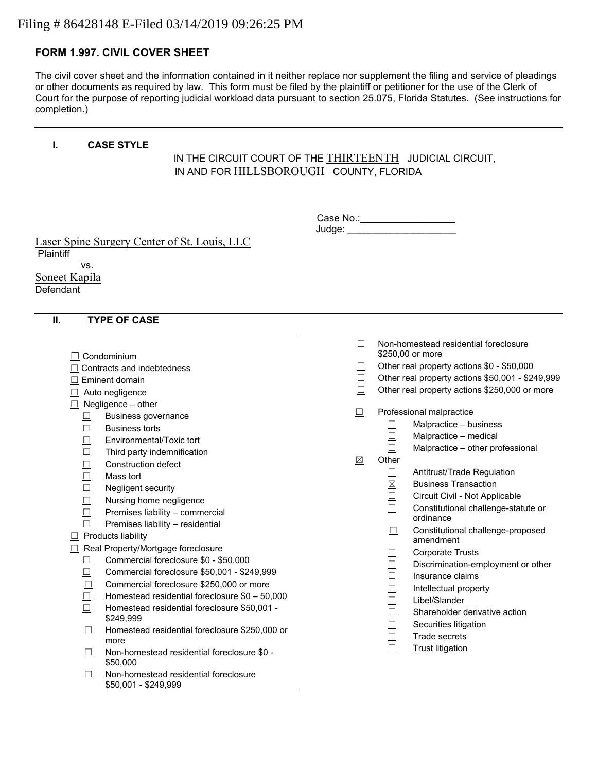Filing # 86428148 E-Filed 03/14/2019 09:26:25 PM

## FORM 1.997. CIVIL COVER SHEET

The civil cover sheet and the information contained in it neither replace nor supplement the filing and service of pleadings or other documents as required by law. This form must be filed by the plaintiff or petitioner for the use of the Clerk of Court for the purpose of reporting judicial workload data pursuant to section 25.075, Florida Statutes. (See instructions for completion.)

---

### I. CASE STYLE

IN THE CIRCUIT COURT OF THE THIRTEENTH JUDICIAL CIRCUIT,
IN AND FOR HILLSBOROUGH COUNTY, FLORIDA

Case No.: ________________
Judge: ____________________

Laser Spine Surgery Center of St. Louis, LLC
Plaintiff

vs.

Soneet Kapila
Defendant

---

### II. TYPE OF CASE

- ☐ Condominium
- ☐ Contracts and indebtedness
- ☐ Eminent domain
- ☐ Auto negligence
- ☐ Negligence – other
  - ☐ Business governance
  - ☐ Business torts
  - ☐ Environmental/Toxic tort
  - ☐ Third party indemnification
  - ☐ Construction defect
  - ☐ Mass tort
  - ☐ Negligent security
  - ☐ Nursing home negligence
  - ☐ Premises liability – commercial
  - ☐ Premises liability – residential
- ☐ Products liability
- ☐ Real Property/Mortgage foreclosure
  - ☐ Commercial foreclosure $0 - $50,000
  - ☐ Commercial foreclosure $50,001 - $249,999
  - ☐ Commercial foreclosure $250,000 or more
  - ☐ Homestead residential foreclosure $0 – 50,000
  - ☐ Homestead residential foreclosure $50,001 - $249,999
  - ☐ Homestead residential foreclosure $250,000 or more
  - ☐ Non-homestead residential foreclosure $0 - $50,000
  - ☐ Non-homestead residential foreclosure $50,001 - $249,999
  - ☐ Non-homestead residential foreclosure $250,00 or more
  - ☐ Other real property actions $0 - $50,000
  - ☐ Other real property actions $50,001 - $249,999
  - ☐ Other real property actions $250,000 or more
- ☐ Professional malpractice
  - ☐ Malpractice – business
  - ☐ Malpractice – medical
  - ☐ Malpractice – other professional
- ☒ Other
  - ☐ Antitrust/Trade Regulation
  - ☒ Business Transaction
  - ☐ Circuit Civil - Not Applicable
  - ☐ Constitutional challenge-statute or ordinance
  - ☐ Constitutional challenge-proposed amendment
  - ☐ Corporate Trusts
  - ☐ Discrimination-employment or other
  - ☐ Insurance claims
  - ☐ Intellectual property
  - ☐ Libel/Slander
  - ☐ Shareholder derivative action
  - ☐ Securities litigation
  - ☐ Trade secrets
  - ☐ Trust litigation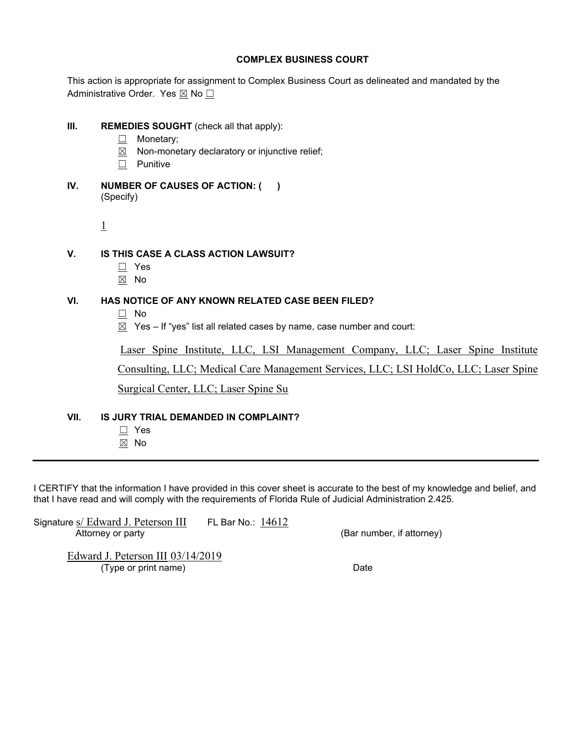**COMPLEX BUSINESS COURT**

This action is appropriate for assignment to Complex Business Court as delineated and mandated by the Administrative Order. Yes ☒ No ☐

**III. REMEDIES SOUGHT** (check all that apply):

- ☐ Monetary;
- ☒ Non-monetary declaratory or injunctive relief;
- ☐ Punitive

**IV. NUMBER OF CAUSES OF ACTION: ( )**
(Specify)

1

**V. IS THIS CASE A CLASS ACTION LAWSUIT?**

- ☐ Yes
- ☒ No

**VI. HAS NOTICE OF ANY KNOWN RELATED CASE BEEN FILED?**

- ☐ No
- ☒ Yes – If "yes" list all related cases by name, case number and court:

Laser Spine Institute, LLC, LSI Management Company, LLC; Laser Spine Institute Consulting, LLC; Medical Care Management Services, LLC; LSI HoldCo, LLC; Laser Spine Surgical Center, LLC; Laser Spine Su

**VII. IS JURY TRIAL DEMANDED IN COMPLAINT?**

- ☐ Yes
- ☒ No

---

I CERTIFY that the information I have provided in this cover sheet is accurate to the best of my knowledge and belief, and that I have read and will comply with the requirements of Florida Rule of Judicial Administration 2.425.

Signature s/ Edward J. Peterson III FL Bar No.: 14612
Attorney or party (Bar number, if attorney)

Edward J. Peterson III 03/14/2019
(Type or print name) Date